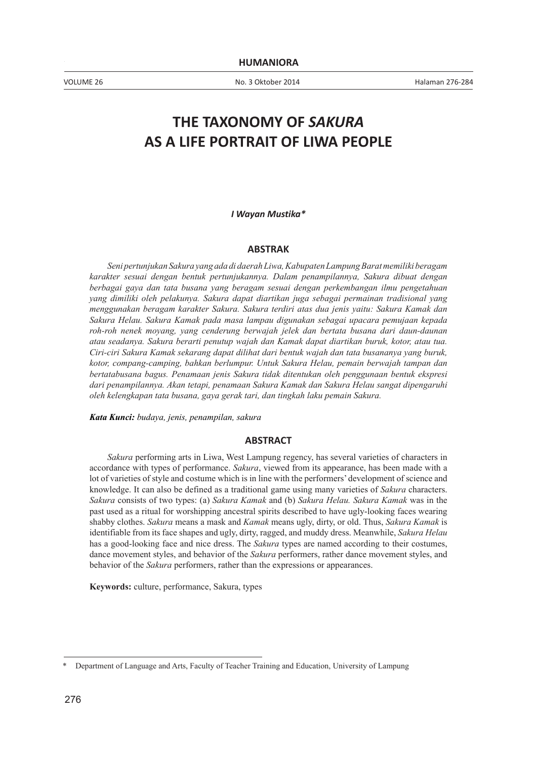# THE TAXONOMY OF *SAKURA* AS A LIFE PORTRAIT OF LIWA PEOPLE

***I Wayan Mustika\****

## ABSTRAK

*Seni pertunjukan Sakura yang ada di daerah Liwa, Kabupaten Lampung Barat memiliki beragam karakter sesuai dengan bentuk pertunjukannya. Dalam penampilannya, Sakura dibuat dengan berbagai gaya dan tata busana yang beragam sesuai dengan perkembangan ilmu pengetahuan yang dimiliki oleh pelakunya. Sakura dapat diartikan juga sebagai permainan tradisional yang menggunakan beragam karakter Sakura. Sakura terdiri atas dua jenis yaitu: Sakura Kamak dan Sakura Helau. Sakura Kamak pada masa lampau digunakan sebagai upacara pemujaan kepada roh-roh nenek moyang, yang cenderung berwajah jelek dan bertata busana dari daun-daunan atau seadanya. Sakura berarti penutup wajah dan Kamak dapat diartikan buruk, kotor, atau tua. Ciri-ciri Sakura Kamak sekarang dapat dilihat dari bentuk wajah dan tata busananya yang buruk, kotor, compang-camping, bahkan berlumpur. Untuk Sakura Helau, pemain berwajah tampan dan bertatabusana bagus. Penamaan jenis Sakura tidak ditentukan oleh penggunaan bentuk ekspresi dari penampilannya. Akan tetapi, penamaan Sakura Kamak dan Sakura Helau sangat dipengaruhi oleh kelengkapan tata busana, gaya gerak tari, dan tingkah laku pemain Sakura.*

***Kata Kunci:*** *budaya, jenis, penampilan, sakura*

## ABSTRACT

*Sakura* performing arts in Liwa, West Lampung regency, has several varieties of characters in accordance with types of performance. *Sakura*, viewed from its appearance, has been made with a lot of varieties of style and costume which is in line with the performers' development of science and knowledge. It can also be defined as a traditional game using many varieties of *Sakura* characters. *Sakura* consists of two types: (a) *Sakura Kamak* and (b) *Sakura Helau. Sakura Kamak* was in the past used as a ritual for worshipping ancestral spirits described to have ugly-looking faces wearing shabby clothes. *Sakura* means a mask and *Kamak* means ugly, dirty, or old. Thus, *Sakura Kamak* is identifiable from its face shapes and ugly, dirty, ragged, and muddy dress. Meanwhile, *Sakura Helau* has a good-looking face and nice dress. The *Sakura* types are named according to their costumes, dance movement styles, and behavior of the *Sakura* performers, rather dance movement styles, and behavior of the *Sakura* performers, rather than the expressions or appearances.

**Keywords:** culture, performance, Sakura, types

---

\* Department of Language and Arts, Faculty of Teacher Training and Education, University of Lampung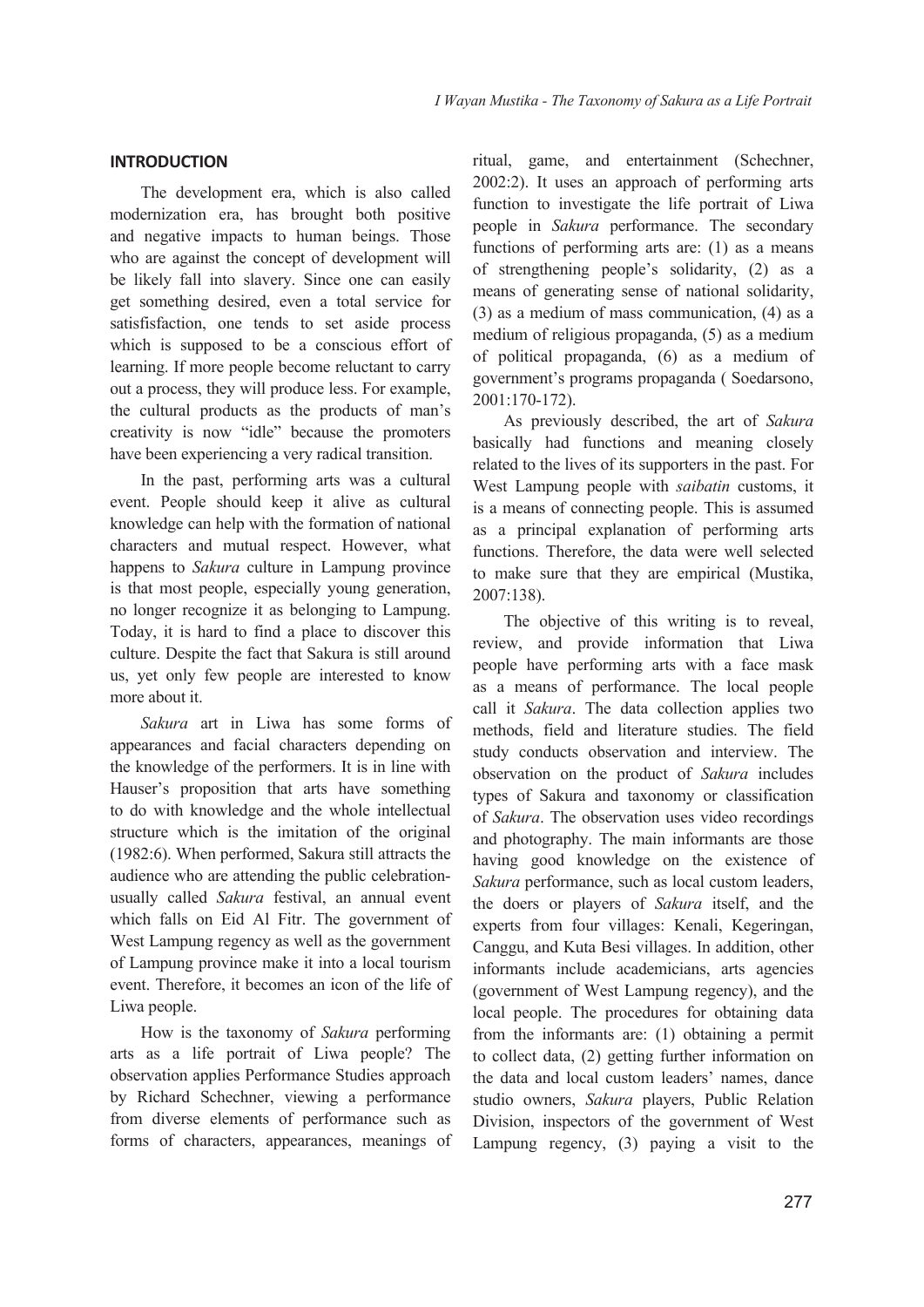## INTRODUCTION

The development era, which is also called modernization era, has brought both positive and negative impacts to human beings. Those who are against the concept of development will be likely fall into slavery. Since one can easily get something desired, even a total service for satisfisfaction, one tends to set aside process which is supposed to be a conscious effort of learning. If more people become reluctant to carry out a process, they will produce less. For example, the cultural products as the products of man's creativity is now "idle" because the promoters have been experiencing a very radical transition.

In the past, performing arts was a cultural event. People should keep it alive as cultural knowledge can help with the formation of national characters and mutual respect. However, what happens to *Sakura* culture in Lampung province is that most people, especially young generation, no longer recognize it as belonging to Lampung. Today, it is hard to find a place to discover this culture. Despite the fact that Sakura is still around us, yet only few people are interested to know more about it.

*Sakura* art in Liwa has some forms of appearances and facial characters depending on the knowledge of the performers. It is in line with Hauser's proposition that arts have something to do with knowledge and the whole intellectual structure which is the imitation of the original (1982:6). When performed, Sakura still attracts the audience who are attending the public celebration-usually called *Sakura* festival, an annual event which falls on Eid Al Fitr. The government of West Lampung regency as well as the government of Lampung province make it into a local tourism event. Therefore, it becomes an icon of the life of Liwa people.

How is the taxonomy of *Sakura* performing arts as a life portrait of Liwa people? The observation applies Performance Studies approach by Richard Schechner, viewing a performance from diverse elements of performance such as forms of characters, appearances, meanings of ritual, game, and entertainment (Schechner, 2002:2). It uses an approach of performing arts function to investigate the life portrait of Liwa people in *Sakura* performance. The secondary functions of performing arts are: (1) as a means of strengthening people's solidarity, (2) as a means of generating sense of national solidarity, (3) as a medium of mass communication, (4) as a medium of religious propaganda, (5) as a medium of political propaganda, (6) as a medium of government's programs propaganda ( Soedarsono, 2001:170-172).

As previously described, the art of *Sakura* basically had functions and meaning closely related to the lives of its supporters in the past. For West Lampung people with *saibatin* customs, it is a means of connecting people. This is assumed as a principal explanation of performing arts functions. Therefore, the data were well selected to make sure that they are empirical (Mustika, 2007:138).

The objective of this writing is to reveal, review, and provide information that Liwa people have performing arts with a face mask as a means of performance. The local people call it *Sakura*. The data collection applies two methods, field and literature studies. The field study conducts observation and interview. The observation on the product of *Sakura* includes types of Sakura and taxonomy or classification of *Sakura*. The observation uses video recordings and photography. The main informants are those having good knowledge on the existence of *Sakura* performance, such as local custom leaders, the doers or players of *Sakura* itself, and the experts from four villages: Kenali, Kegeringan, Canggu, and Kuta Besi villages. In addition, other informants include academicians, arts agencies (government of West Lampung regency), and the local people. The procedures for obtaining data from the informants are: (1) obtaining a permit to collect data, (2) getting further information on the data and local custom leaders' names, dance studio owners, *Sakura* players, Public Relation Division, inspectors of the government of West Lampung regency, (3) paying a visit to the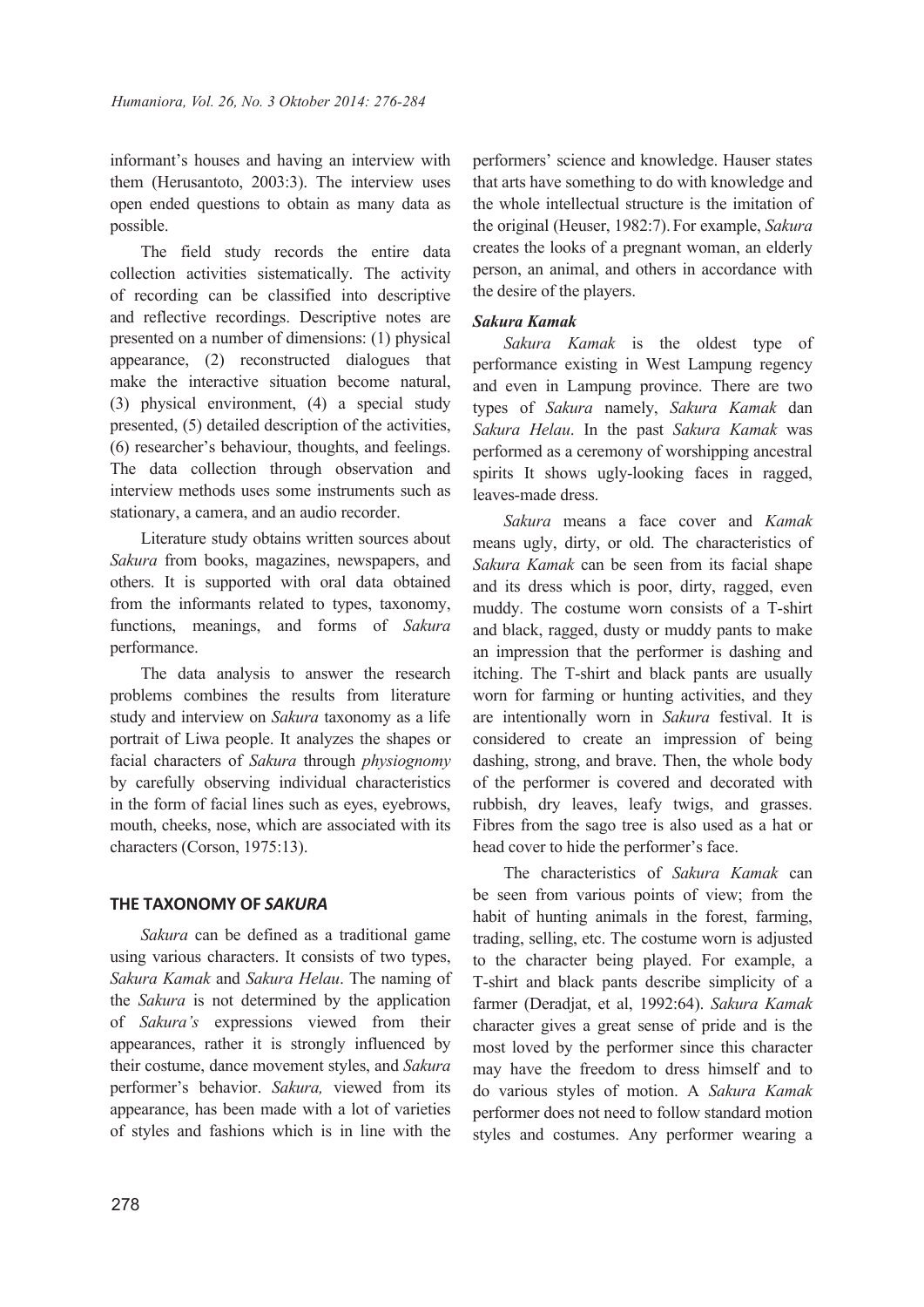informant's houses and having an interview with them (Herusantoto, 2003:3). The interview uses open ended questions to obtain as many data as possible.

The field study records the entire data collection activities sistematically. The activity of recording can be classified into descriptive and reflective recordings. Descriptive notes are presented on a number of dimensions: (1) physical appearance, (2) reconstructed dialogues that make the interactive situation become natural, (3) physical environment, (4) a special study presented, (5) detailed description of the activities, (6) researcher's behaviour, thoughts, and feelings. The data collection through observation and interview methods uses some instruments such as stationary, a camera, and an audio recorder.

Literature study obtains written sources about *Sakura* from books, magazines, newspapers, and others. It is supported with oral data obtained from the informants related to types, taxonomy, functions, meanings, and forms of *Sakura* performance.

The data analysis to answer the research problems combines the results from literature study and interview on *Sakura* taxonomy as a life portrait of Liwa people. It analyzes the shapes or facial characters of *Sakura* through *physiognomy* by carefully observing individual characteristics in the form of facial lines such as eyes, eyebrows, mouth, cheeks, nose, which are associated with its characters (Corson, 1975:13).

## THE TAXONOMY OF *SAKURA*

*Sakura* can be defined as a traditional game using various characters. It consists of two types, *Sakura Kamak* and *Sakura Helau*. The naming of the *Sakura* is not determined by the application of *Sakura's* expressions viewed from their appearances, rather it is strongly influenced by their costume, dance movement styles, and *Sakura* performer's behavior. *Sakura,* viewed from its appearance, has been made with a lot of varieties of styles and fashions which is in line with the performers' science and knowledge. Hauser states that arts have something to do with knowledge and the whole intellectual structure is the imitation of the original (Heuser, 1982:7). For example, *Sakura* creates the looks of a pregnant woman, an elderly person, an animal, and others in accordance with the desire of the players.

### *Sakura Kamak*

*Sakura Kamak* is the oldest type of performance existing in West Lampung regency and even in Lampung province. There are two types of *Sakura* namely, *Sakura Kamak* dan *Sakura Helau*. In the past *Sakura Kamak* was performed as a ceremony of worshipping ancestral spirits It shows ugly-looking faces in ragged, leaves-made dress.

*Sakura* means a face cover and *Kamak* means ugly, dirty, or old. The characteristics of *Sakura Kamak* can be seen from its facial shape and its dress which is poor, dirty, ragged, even muddy. The costume worn consists of a T-shirt and black, ragged, dusty or muddy pants to make an impression that the performer is dashing and itching. The T-shirt and black pants are usually worn for farming or hunting activities, and they are intentionally worn in *Sakura* festival. It is considered to create an impression of being dashing, strong, and brave. Then, the whole body of the performer is covered and decorated with rubbish, dry leaves, leafy twigs, and grasses. Fibres from the sago tree is also used as a hat or head cover to hide the performer's face.

The characteristics of *Sakura Kamak* can be seen from various points of view; from the habit of hunting animals in the forest, farming, trading, selling, etc. The costume worn is adjusted to the character being played. For example, a T-shirt and black pants describe simplicity of a farmer (Deradjat, et al, 1992:64). *Sakura Kamak* character gives a great sense of pride and is the most loved by the performer since this character may have the freedom to dress himself and to do various styles of motion. A *Sakura Kamak* performer does not need to follow standard motion styles and costumes. Any performer wearing a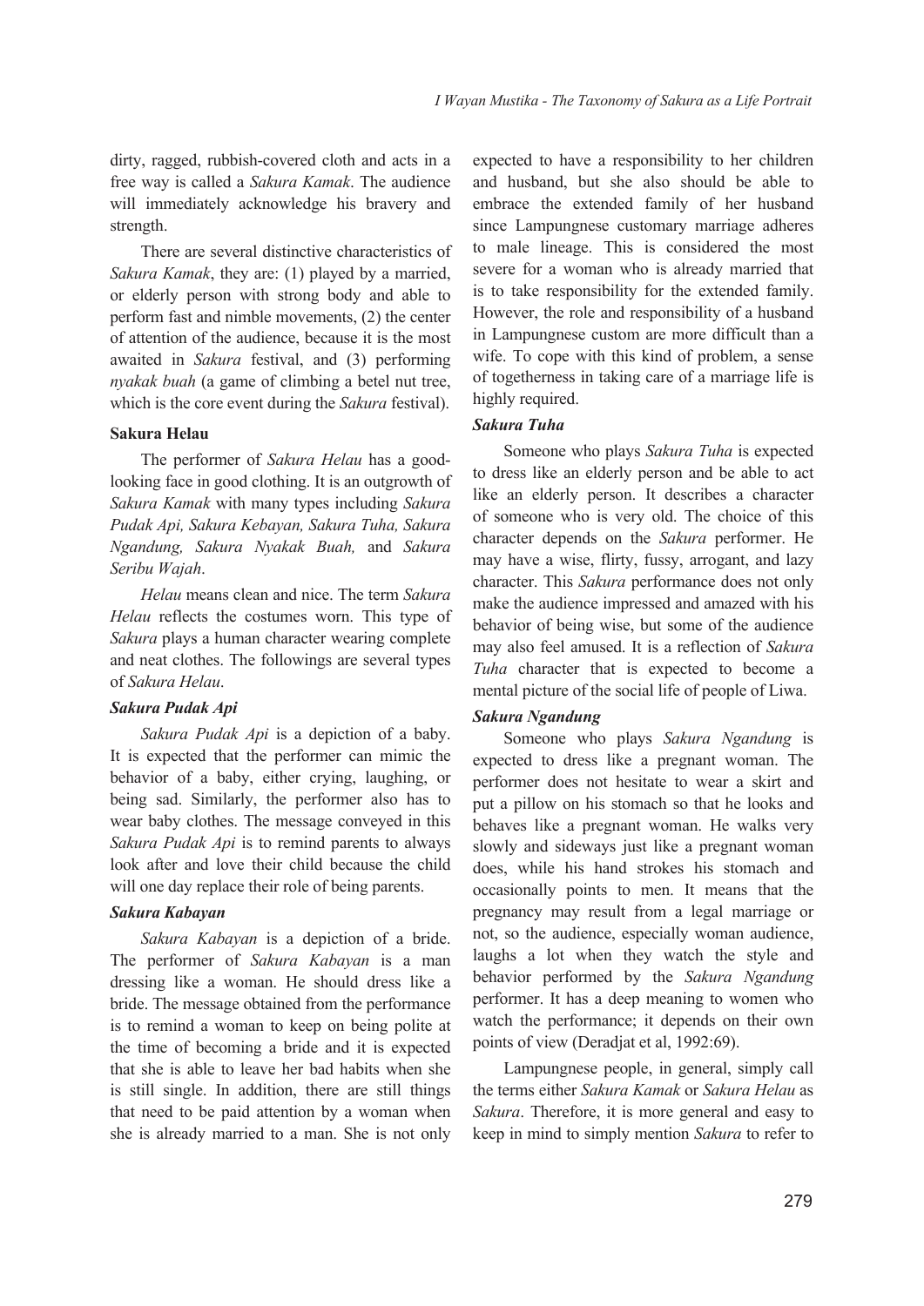dirty, ragged, rubbish-covered cloth and acts in a free way is called a *Sakura Kamak*. The audience will immediately acknowledge his bravery and strength.

There are several distinctive characteristics of *Sakura Kamak*, they are: (1) played by a married, or elderly person with strong body and able to perform fast and nimble movements, (2) the center of attention of the audience, because it is the most awaited in *Sakura* festival, and (3) performing *nyakak buah* (a game of climbing a betel nut tree, which is the core event during the *Sakura* festival).

### Sakura Helau

The performer of *Sakura Helau* has a good-looking face in good clothing. It is an outgrowth of *Sakura Kamak* with many types including *Sakura Pudak Api, Sakura Kebayan, Sakura Tuha, Sakura Ngandung, Sakura Nyakak Buah,* and *Sakura Seribu Wajah*.

*Helau* means clean and nice. The term *Sakura Helau* reflects the costumes worn. This type of *Sakura* plays a human character wearing complete and neat clothes. The followings are several types of *Sakura Helau*.

#### *Sakura Pudak Api*

*Sakura Pudak Api* is a depiction of a baby. It is expected that the performer can mimic the behavior of a baby, either crying, laughing, or being sad. Similarly, the performer also has to wear baby clothes. The message conveyed in this *Sakura Pudak Api* is to remind parents to always look after and love their child because the child will one day replace their role of being parents.

#### *Sakura Kabayan*

*Sakura Kabayan* is a depiction of a bride. The performer of *Sakura Kabayan* is a man dressing like a woman. He should dress like a bride. The message obtained from the performance is to remind a woman to keep on being polite at the time of becoming a bride and it is expected that she is able to leave her bad habits when she is still single. In addition, there are still things that need to be paid attention by a woman when she is already married to a man. She is not only expected to have a responsibility to her children and husband, but she also should be able to embrace the extended family of her husband since Lampungnese customary marriage adheres to male lineage. This is considered the most severe for a woman who is already married that is to take responsibility for the extended family. However, the role and responsibility of a husband in Lampungnese custom are more difficult than a wife. To cope with this kind of problem, a sense of togetherness in taking care of a marriage life is highly required.

#### *Sakura Tuha*

Someone who plays *Sakura Tuha* is expected to dress like an elderly person and be able to act like an elderly person. It describes a character of someone who is very old. The choice of this character depends on the *Sakura* performer. He may have a wise, flirty, fussy, arrogant, and lazy character. This *Sakura* performance does not only make the audience impressed and amazed with his behavior of being wise, but some of the audience may also feel amused. It is a reflection of *Sakura Tuha* character that is expected to become a mental picture of the social life of people of Liwa.

#### *Sakura Ngandung*

Someone who plays *Sakura Ngandung* is expected to dress like a pregnant woman. The performer does not hesitate to wear a skirt and put a pillow on his stomach so that he looks and behaves like a pregnant woman. He walks very slowly and sideways just like a pregnant woman does, while his hand strokes his stomach and occasionally points to men. It means that the pregnancy may result from a legal marriage or not, so the audience, especially woman audience, laughs a lot when they watch the style and behavior performed by the *Sakura Ngandung* performer. It has a deep meaning to women who watch the performance; it depends on their own points of view (Deradjat et al, 1992:69).

Lampungnese people, in general, simply call the terms either *Sakura Kamak* or *Sakura Helau* as *Sakura*. Therefore, it is more general and easy to keep in mind to simply mention *Sakura* to refer to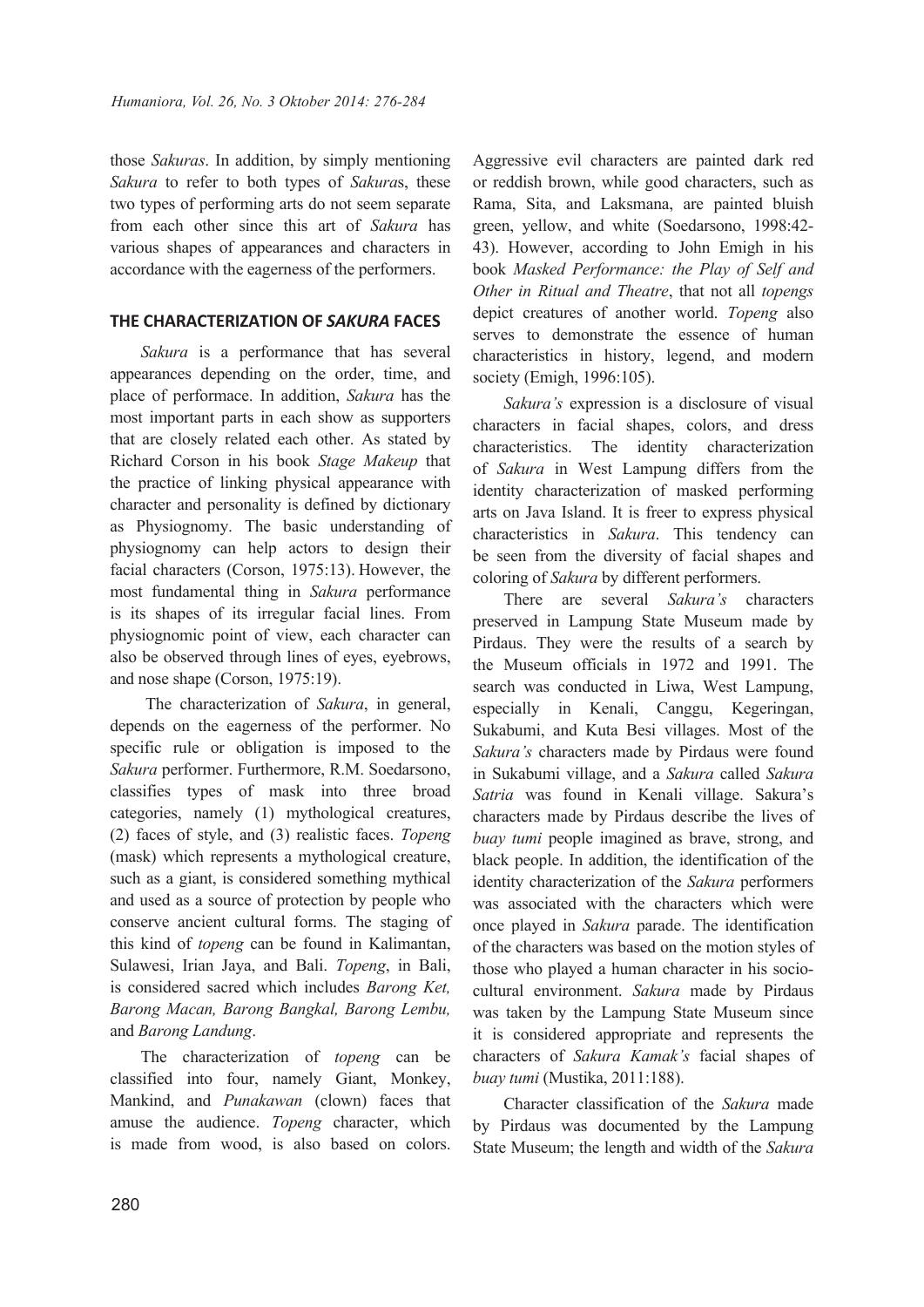those *Sakuras*. In addition, by simply mentioning *Sakura* to refer to both types of *Sakura*s, these two types of performing arts do not seem separate from each other since this art of *Sakura* has various shapes of appearances and characters in accordance with the eagerness of the performers.

## THE CHARACTERIZATION OF *SAKURA* FACES

*Sakura* is a performance that has several appearances depending on the order, time, and place of performace. In addition, *Sakura* has the most important parts in each show as supporters that are closely related each other. As stated by Richard Corson in his book *Stage Makeup* that the practice of linking physical appearance with character and personality is defined by dictionary as Physiognomy. The basic understanding of physiognomy can help actors to design their facial characters (Corson, 1975:13). However, the most fundamental thing in *Sakura* performance is its shapes of its irregular facial lines. From physiognomic point of view, each character can also be observed through lines of eyes, eyebrows, and nose shape (Corson, 1975:19).

The characterization of *Sakura*, in general, depends on the eagerness of the performer. No specific rule or obligation is imposed to the *Sakura* performer. Furthermore, R.M. Soedarsono, classifies types of mask into three broad categories, namely (1) mythological creatures, (2) faces of style, and (3) realistic faces. *Topeng* (mask) which represents a mythological creature, such as a giant, is considered something mythical and used as a source of protection by people who conserve ancient cultural forms. The staging of this kind of *topeng* can be found in Kalimantan, Sulawesi, Irian Jaya, and Bali. *Topeng*, in Bali, is considered sacred which includes *Barong Ket, Barong Macan, Barong Bangkal, Barong Lembu,* and *Barong Landung*.

The characterization of *topeng* can be classified into four, namely Giant, Monkey, Mankind, and *Punakawan* (clown) faces that amuse the audience. *Topeng* character, which is made from wood, is also based on colors. Aggressive evil characters are painted dark red or reddish brown, while good characters, such as Rama, Sita, and Laksmana, are painted bluish green, yellow, and white (Soedarsono, 1998:42-43). However, according to John Emigh in his book *Masked Performance: the Play of Self and Other in Ritual and Theatre*, that not all *topengs* depict creatures of another world. *Topeng* also serves to demonstrate the essence of human characteristics in history, legend, and modern society (Emigh, 1996:105).

*Sakura's* expression is a disclosure of visual characters in facial shapes, colors, and dress characteristics. The identity characterization of *Sakura* in West Lampung differs from the identity characterization of masked performing arts on Java Island. It is freer to express physical characteristics in *Sakura*. This tendency can be seen from the diversity of facial shapes and coloring of *Sakura* by different performers.

There are several *Sakura's* characters preserved in Lampung State Museum made by Pirdaus. They were the results of a search by the Museum officials in 1972 and 1991. The search was conducted in Liwa, West Lampung, especially in Kenali, Canggu, Kegeringan, Sukabumi, and Kuta Besi villages. Most of the *Sakura's* characters made by Pirdaus were found in Sukabumi village, and a *Sakura* called *Sakura Satria* was found in Kenali village. Sakura's characters made by Pirdaus describe the lives of *buay tumi* people imagined as brave, strong, and black people. In addition, the identification of the identity characterization of the *Sakura* performers was associated with the characters which were once played in *Sakura* parade. The identification of the characters was based on the motion styles of those who played a human character in his socio-cultural environment. *Sakura* made by Pirdaus was taken by the Lampung State Museum since it is considered appropriate and represents the characters of *Sakura Kamak's* facial shapes of *buay tumi* (Mustika, 2011:188).

Character classification of the *Sakura* made by Pirdaus was documented by the Lampung State Museum; the length and width of the *Sakura*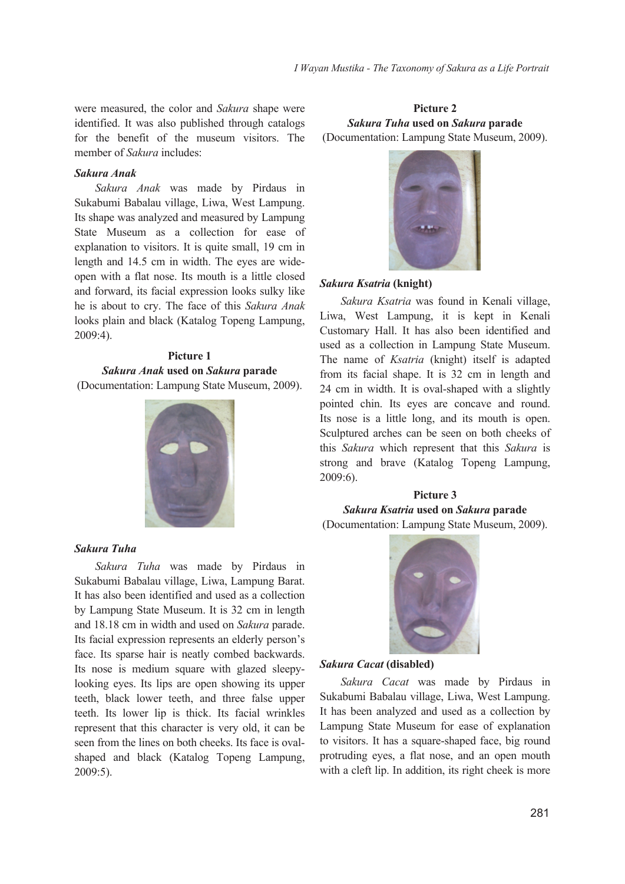were measured, the color and *Sakura* shape were identified. It was also published through catalogs for the benefit of the museum visitors. The member of *Sakura* includes:

***Sakura Anak***

*Sakura Anak* was made by Pirdaus in Sukabumi Babalau village, Liwa, West Lampung. Its shape was analyzed and measured by Lampung State Museum as a collection for ease of explanation to visitors. It is quite small, 19 cm in length and 14.5 cm in width. The eyes are wide-open with a flat nose. Its mouth is a little closed and forward, its facial expression looks sulky like he is about to cry. The face of this *Sakura Anak* looks plain and black (Katalog Topeng Lampung, 2009:4).

**Picture 1**
***Sakura Anak* used on *Sakura* parade**
(Documentation: Lampung State Museum, 2009).

***Sakura Tuha***

*Sakura Tuha* was made by Pirdaus in Sukabumi Babalau village, Liwa, Lampung Barat. It has also been identified and used as a collection by Lampung State Museum. It is 32 cm in length and 18.18 cm in width and used on *Sakura* parade. Its facial expression represents an elderly person's face. Its sparse hair is neatly combed backwards. Its nose is medium square with glazed sleepy-looking eyes. Its lips are open showing its upper teeth, black lower teeth, and three false upper teeth. Its lower lip is thick. Its facial wrinkles represent that this character is very old, it can be seen from the lines on both cheeks. Its face is oval-shaped and black (Katalog Topeng Lampung, 2009:5).

**Picture 2**
***Sakura Tuha* used on *Sakura* parade**
(Documentation: Lampung State Museum, 2009).

***Sakura Ksatria* (knight)**

*Sakura Ksatria* was found in Kenali village, Liwa, West Lampung, it is kept in Kenali Customary Hall. It has also been identified and used as a collection in Lampung State Museum. The name of *Ksatria* (knight) itself is adapted from its facial shape. It is 32 cm in length and 24 cm in width. It is oval-shaped with a slightly pointed chin. Its eyes are concave and round. Its nose is a little long, and its mouth is open. Sculptured arches can be seen on both cheeks of this *Sakura* which represent that this *Sakura* is strong and brave (Katalog Topeng Lampung, 2009:6).

**Picture 3**
***Sakura Ksatria* used on *Sakura* parade**
(Documentation: Lampung State Museum, 2009).

***Sakura Cacat* (disabled)**

*Sakura Cacat* was made by Pirdaus in Sukabumi Babalau village, Liwa, West Lampung. It has been analyzed and used as a collection by Lampung State Museum for ease of explanation to visitors. It has a square-shaped face, big round protruding eyes, a flat nose, and an open mouth with a cleft lip. In addition, its right cheek is more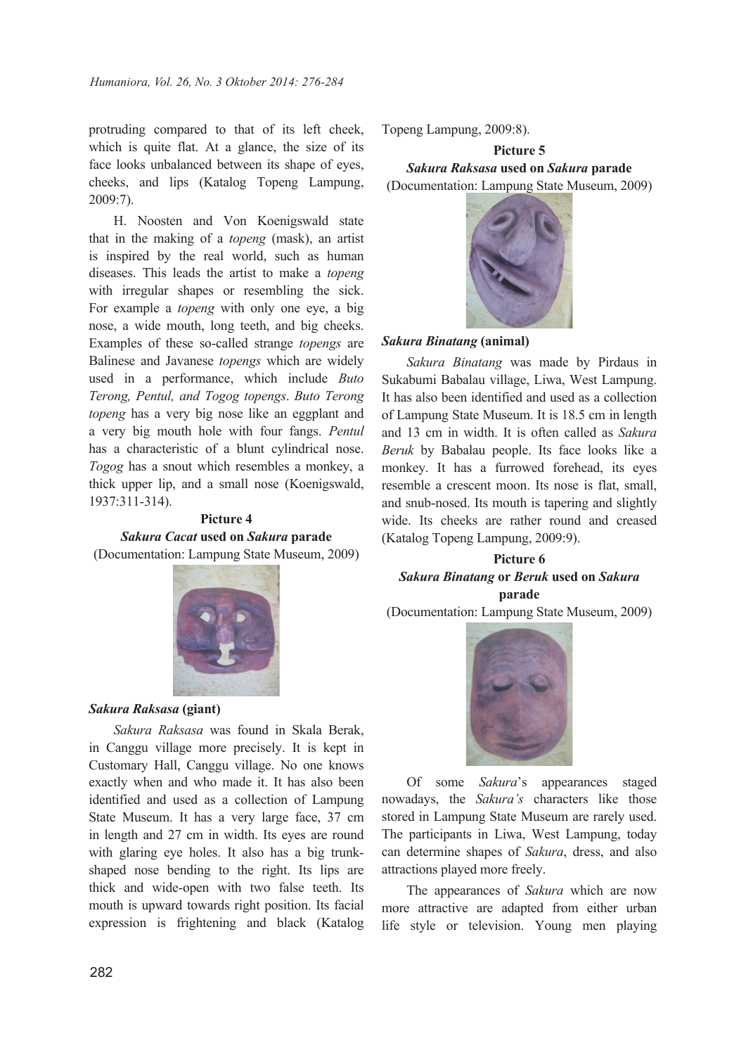protruding compared to that of its left cheek, which is quite flat. At a glance, the size of its face looks unbalanced between its shape of eyes, cheeks, and lips (Katalog Topeng Lampung, 2009:7).

H. Noosten and Von Koenigswald state that in the making of a *topeng* (mask), an artist is inspired by the real world, such as human diseases. This leads the artist to make a *topeng* with irregular shapes or resembling the sick. For example a *topeng* with only one eye, a big nose, a wide mouth, long teeth, and big cheeks. Examples of these so-called strange *topengs* are Balinese and Javanese *topengs* which are widely used in a performance, which include *Buto Terong, Pentul, and Togog topengs*. *Buto Terong topeng* has a very big nose like an eggplant and a very big mouth hole with four fangs. *Pentul* has a characteristic of a blunt cylindrical nose. *Togog* has a snout which resembles a monkey, a thick upper lip, and a small nose (Koenigswald, 1937:311-314).

**Picture 4**
***Sakura Cacat* used on *Sakura* parade**
(Documentation: Lampung State Museum, 2009)

### *Sakura Raksasa* (giant)

*Sakura Raksasa* was found in Skala Berak, in Canggu village more precisely. It is kept in Customary Hall, Canggu village. No one knows exactly when and who made it. It has also been identified and used as a collection of Lampung State Museum. It has a very large face, 37 cm in length and 27 cm in width. Its eyes are round with glaring eye holes. It also has a big trunk-shaped nose bending to the right. Its lips are thick and wide-open with two false teeth. Its mouth is upward towards right position. Its facial expression is frightening and black (Katalog Topeng Lampung, 2009:8).

**Picture 5**
***Sakura Raksasa* used on *Sakura* parade**
(Documentation: Lampung State Museum, 2009)

### *Sakura Binatang* (animal)

*Sakura Binatang* was made by Pirdaus in Sukabumi Babalau village, Liwa, West Lampung. It has also been identified and used as a collection of Lampung State Museum. It is 18.5 cm in length and 13 cm in width. It is often called as *Sakura Beruk* by Babalau people. Its face looks like a monkey. It has a furrowed forehead, its eyes resemble a crescent moon. Its nose is flat, small, and snub-nosed. Its mouth is tapering and slightly wide. Its cheeks are rather round and creased (Katalog Topeng Lampung, 2009:9).

**Picture 6**
***Sakura Binatang* or *Beruk* used on *Sakura* parade**
(Documentation: Lampung State Museum, 2009)

Of some *Sakura*'s appearances staged nowadays, the *Sakura's* characters like those stored in Lampung State Museum are rarely used. The participants in Liwa, West Lampung, today can determine shapes of *Sakura*, dress, and also attractions played more freely.

The appearances of *Sakura* which are now more attractive are adapted from either urban life style or television. Young men playing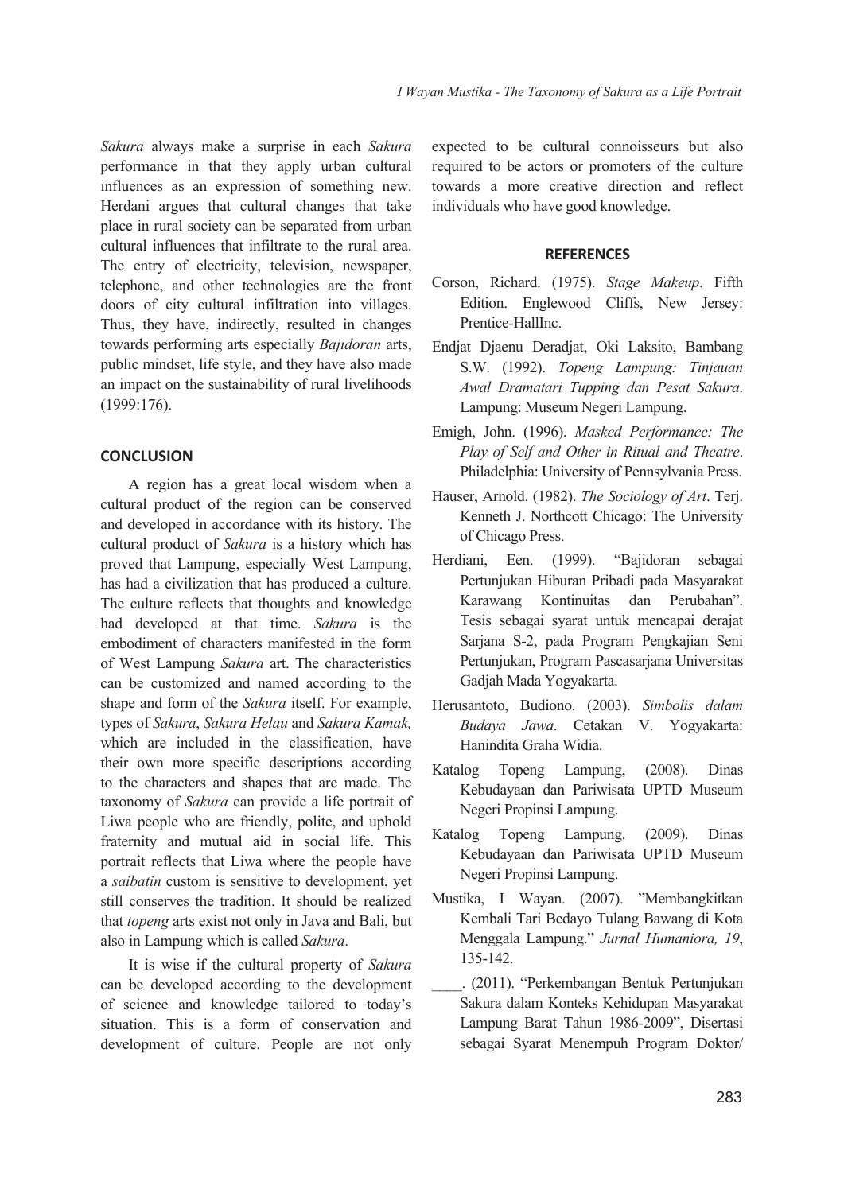*Sakura* always make a surprise in each *Sakura* performance in that they apply urban cultural influences as an expression of something new. Herdani argues that cultural changes that take place in rural society can be separated from urban cultural influences that infiltrate to the rural area. The entry of electricity, television, newspaper, telephone, and other technologies are the front doors of city cultural infiltration into villages. Thus, they have, indirectly, resulted in changes towards performing arts especially *Bajidoran* arts, public mindset, life style, and they have also made an impact on the sustainability of rural livelihoods (1999:176).

## CONCLUSION

A region has a great local wisdom when a cultural product of the region can be conserved and developed in accordance with its history. The cultural product of *Sakura* is a history which has proved that Lampung, especially West Lampung, has had a civilization that has produced a culture. The culture reflects that thoughts and knowledge had developed at that time. *Sakura* is the embodiment of characters manifested in the form of West Lampung *Sakura* art. The characteristics can be customized and named according to the shape and form of the *Sakura* itself. For example, types of *Sakura*, *Sakura Helau* and *Sakura Kamak,* which are included in the classification, have their own more specific descriptions according to the characters and shapes that are made. The taxonomy of *Sakura* can provide a life portrait of Liwa people who are friendly, polite, and uphold fraternity and mutual aid in social life. This portrait reflects that Liwa where the people have a *saibatin* custom is sensitive to development, yet still conserves the tradition. It should be realized that *topeng* arts exist not only in Java and Bali, but also in Lampung which is called *Sakura*.

It is wise if the cultural property of *Sakura* can be developed according to the development of science and knowledge tailored to today's situation. This is a form of conservation and development of culture. People are not only expected to be cultural connoisseurs but also required to be actors or promoters of the culture towards a more creative direction and reflect individuals who have good knowledge.

## REFERENCES

Corson, Richard. (1975). *Stage Makeup*. Fifth Edition. Englewood Cliffs, New Jersey: Prentice-HallInc.

Endjat Djaenu Deradjat, Oki Laksito, Bambang S.W. (1992). *Topeng Lampung: Tinjauan Awal Dramatari Tupping dan Pesat Sakura*. Lampung: Museum Negeri Lampung.

Emigh, John. (1996). *Masked Performance: The Play of Self and Other in Ritual and Theatre*. Philadelphia: University of Pennsylvania Press.

Hauser, Arnold. (1982). *The Sociology of Art*. Terj. Kenneth J. Northcott Chicago: The University of Chicago Press.

Herdiani, Een. (1999). "Bajidoran sebagai Pertunjukan Hiburan Pribadi pada Masyarakat Karawang Kontinuitas dan Perubahan". Tesis sebagai syarat untuk mencapai derajat Sarjana S-2, pada Program Pengkajian Seni Pertunjukan, Program Pascasarjana Universitas Gadjah Mada Yogyakarta.

Herusantoto, Budiono. (2003). *Simbolis dalam Budaya Jawa*. Cetakan V. Yogyakarta: Hanindita Graha Widia.

Katalog Topeng Lampung, (2008). Dinas Kebudayaan dan Pariwisata UPTD Museum Negeri Propinsi Lampung.

Katalog Topeng Lampung. (2009). Dinas Kebudayaan dan Pariwisata UPTD Museum Negeri Propinsi Lampung.

Mustika, I Wayan. (2007). "Membangkitkan Kembali Tari Bedayo Tulang Bawang di Kota Menggala Lampung." *Jurnal Humaniora, 19*, 135-142.

____. (2011). "Perkembangan Bentuk Pertunjukan Sakura dalam Konteks Kehidupan Masyarakat Lampung Barat Tahun 1986-2009", Disertasi sebagai Syarat Menempuh Program Doktor/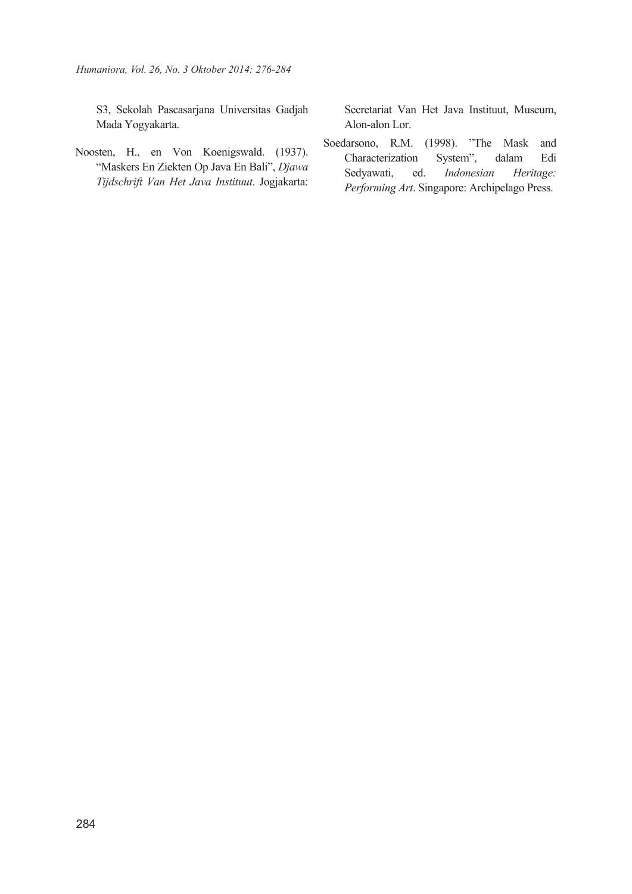S3, Sekolah Pascasarjana Universitas Gadjah Mada Yogyakarta.

Noosten, H., en Von Koenigswald. (1937). "Maskers En Ziekten Op Java En Bali", *Djawa Tijdschrift Van Het Java Instituut*. Jogjakarta: Secretariat Van Het Java Instituut, Museum, Alon-alon Lor.

Soedarsono, R.M. (1998). "The Mask and Characterization System", dalam Edi Sedyawati, ed. *Indonesian Heritage: Performing Art*. Singapore: Archipelago Press.